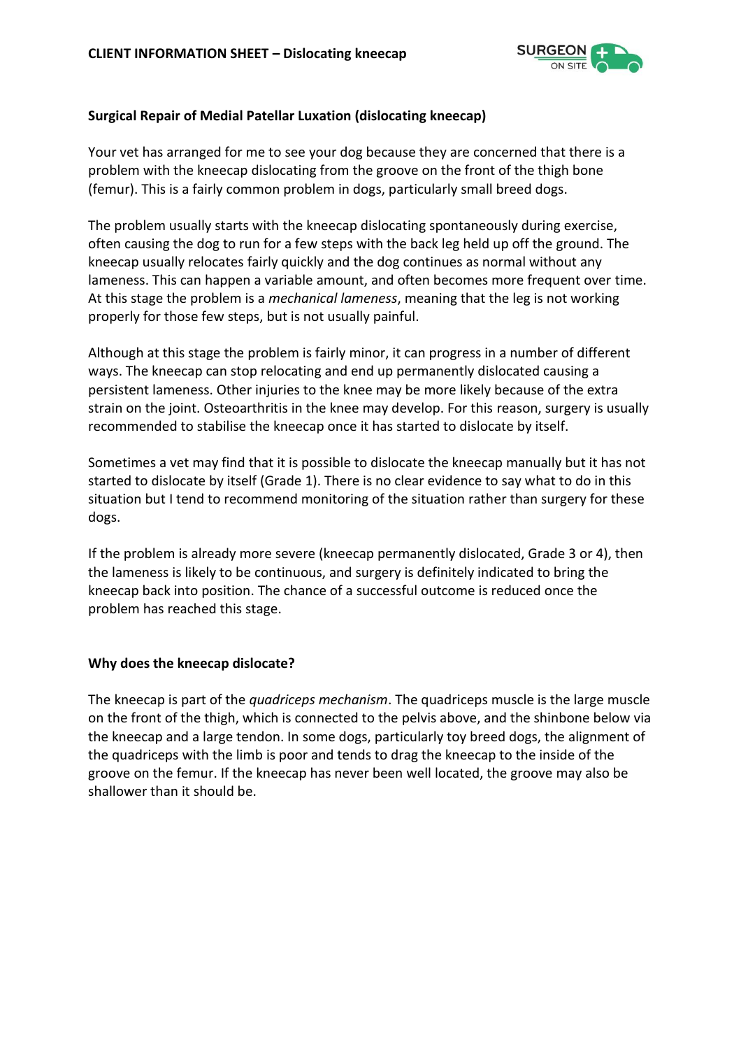# CLIENT INFORMATION SHEET – Dislocating kneecap

## Surgical Repair of Medial Patellar Luxation (dislocating kneecap)

Your vet has arranged for me to see your dog because they are concerned that there is a problem with the kneecap dislocating from the groove on the front of the thigh bone (femur). This is a fairly common problem in dogs, particularly small breed dogs.

The problem usually starts with the kneecap dislocating spontaneously during exercise, often causing the dog to run for a few steps with the back leg held up off the ground. The kneecap usually relocates fairly quickly and the dog continues as normal without any lameness. This can happen a variable amount, and often becomes more frequent over time. At this stage the problem is a *mechanical lameness*, meaning that the leg is not working properly for those few steps, but is not usually painful.

Although at this stage the problem is fairly minor, it can progress in a number of different ways. The kneecap can stop relocating and end up permanently dislocated causing a persistent lameness. Other injuries to the knee may be more likely because of the extra strain on the joint. Osteoarthritis in the knee may develop. For this reason, surgery is usually recommended to stabilise the kneecap once it has started to dislocate by itself.

Sometimes a vet may find that it is possible to dislocate the kneecap manually but it has not started to dislocate by itself (Grade 1). There is no clear evidence to say what to do in this situation but I tend to recommend monitoring of the situation rather than surgery for these dogs.

If the problem is already more severe (kneecap permanently dislocated, Grade 3 or 4), then the lameness is likely to be continuous, and surgery is definitely indicated to bring the kneecap back into position. The chance of a successful outcome is reduced once the problem has reached this stage.

## Why does the kneecap dislocate?

The kneecap is part of the *quadriceps mechanism*. The quadriceps muscle is the large muscle on the front of the thigh, which is connected to the pelvis above, and the shinbone below via the kneecap and a large tendon. In some dogs, particularly toy breed dogs, the alignment of the quadriceps with the limb is poor and tends to drag the kneecap to the inside of the groove on the femur. If the kneecap has never been well located, the groove may also be shallower than it should be.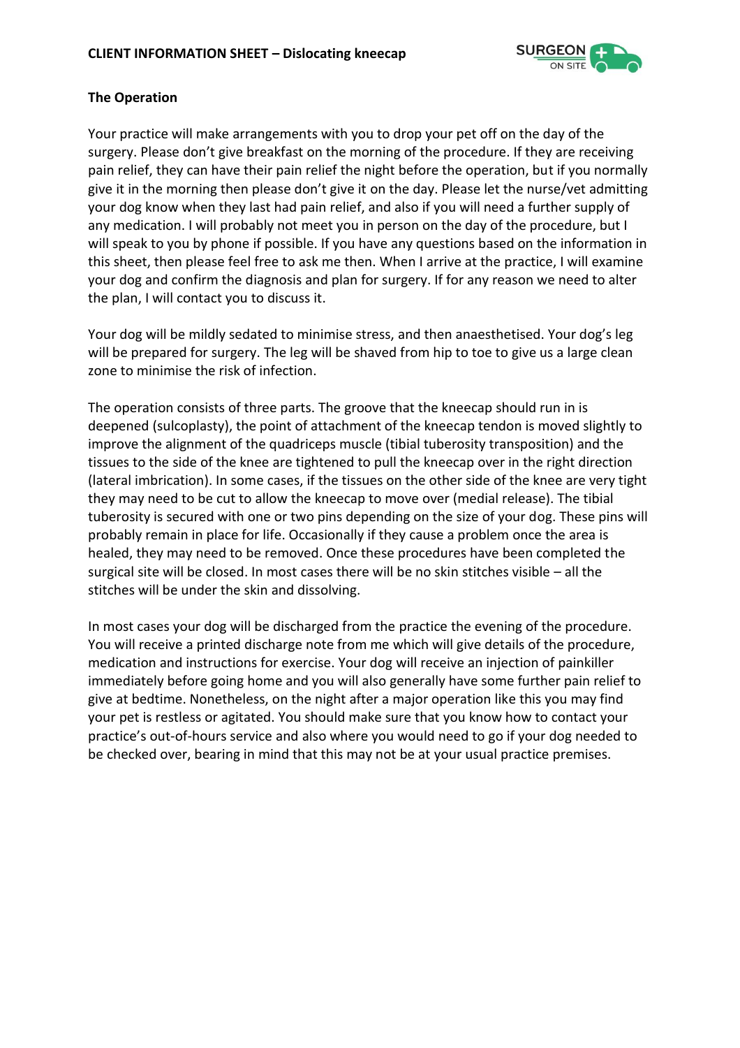## The Operation

Your practice will make arrangements with you to drop your pet off on the day of the surgery. Please don't give breakfast on the morning of the procedure. If they are receiving pain relief, they can have their pain relief the night before the operation, but if you normally give it in the morning then please don't give it on the day. Please let the nurse/vet admitting your dog know when they last had pain relief, and also if you will need a further supply of any medication. I will probably not meet you in person on the day of the procedure, but I will speak to you by phone if possible. If you have any questions based on the information in this sheet, then please feel free to ask me then. When I arrive at the practice, I will examine your dog and confirm the diagnosis and plan for surgery. If for any reason we need to alter the plan, I will contact you to discuss it.

Your dog will be mildly sedated to minimise stress, and then anaesthetised. Your dog's leg will be prepared for surgery. The leg will be shaved from hip to toe to give us a large clean zone to minimise the risk of infection.

The operation consists of three parts. The groove that the kneecap should run in is deepened (sulcoplasty), the point of attachment of the kneecap tendon is moved slightly to improve the alignment of the quadriceps muscle (tibial tuberosity transposition) and the tissues to the side of the knee are tightened to pull the kneecap over in the right direction (lateral imbrication). In some cases, if the tissues on the other side of the knee are very tight they may need to be cut to allow the kneecap to move over (medial release). The tibial tuberosity is secured with one or two pins depending on the size of your dog. These pins will probably remain in place for life. Occasionally if they cause a problem once the area is healed, they may need to be removed. Once these procedures have been completed the surgical site will be closed. In most cases there will be no skin stitches visible – all the stitches will be under the skin and dissolving.

In most cases your dog will be discharged from the practice the evening of the procedure. You will receive a printed discharge note from me which will give details of the procedure, medication and instructions for exercise. Your dog will receive an injection of painkiller immediately before going home and you will also generally have some further pain relief to give at bedtime. Nonetheless, on the night after a major operation like this you may find your pet is restless or agitated. You should make sure that you know how to contact your practice's out-of-hours service and also where you would need to go if your dog needed to be checked over, bearing in mind that this may not be at your usual practice premises.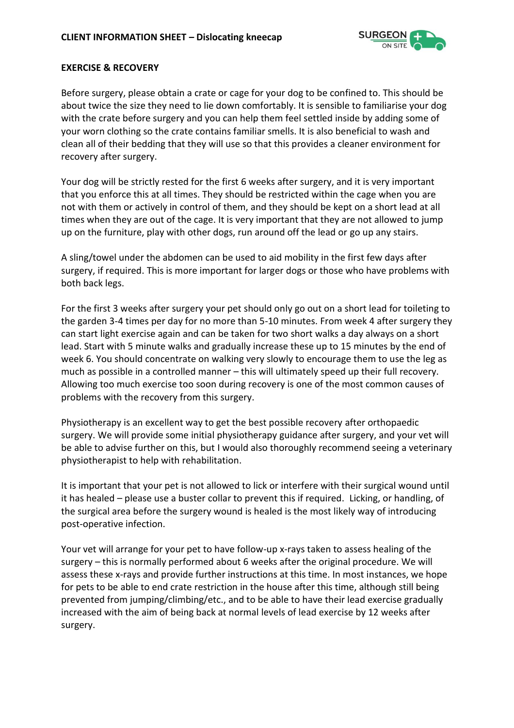## EXERCISE & RECOVERY

Before surgery, please obtain a crate or cage for your dog to be confined to. This should be about twice the size they need to lie down comfortably. It is sensible to familiarise your dog with the crate before surgery and you can help them feel settled inside by adding some of your worn clothing so the crate contains familiar smells. It is also beneficial to wash and clean all of their bedding that they will use so that this provides a cleaner environment for recovery after surgery.

Your dog will be strictly rested for the first 6 weeks after surgery, and it is very important that you enforce this at all times. They should be restricted within the cage when you are not with them or actively in control of them, and they should be kept on a short lead at all times when they are out of the cage. It is very important that they are not allowed to jump up on the furniture, play with other dogs, run around off the lead or go up any stairs.

A sling/towel under the abdomen can be used to aid mobility in the first few days after surgery, if required. This is more important for larger dogs or those who have problems with both back legs.

For the first 3 weeks after surgery your pet should only go out on a short lead for toileting to the garden 3-4 times per day for no more than 5-10 minutes. From week 4 after surgery they can start light exercise again and can be taken for two short walks a day always on a short lead. Start with 5 minute walks and gradually increase these up to 15 minutes by the end of week 6. You should concentrate on walking very slowly to encourage them to use the leg as much as possible in a controlled manner – this will ultimately speed up their full recovery. Allowing too much exercise too soon during recovery is one of the most common causes of problems with the recovery from this surgery.

Physiotherapy is an excellent way to get the best possible recovery after orthopaedic surgery. We will provide some initial physiotherapy guidance after surgery, and your vet will be able to advise further on this, but I would also thoroughly recommend seeing a veterinary physiotherapist to help with rehabilitation.

It is important that your pet is not allowed to lick or interfere with their surgical wound until it has healed – please use a buster collar to prevent this if required. Licking, or handling, of the surgical area before the surgery wound is healed is the most likely way of introducing post-operative infection.

Your vet will arrange for your pet to have follow-up x-rays taken to assess healing of the surgery – this is normally performed about 6 weeks after the original procedure. We will assess these x-rays and provide further instructions at this time. In most instances, we hope for pets to be able to end crate restriction in the house after this time, although still being prevented from jumping/climbing/etc., and to be able to have their lead exercise gradually increased with the aim of being back at normal levels of lead exercise by 12 weeks after surgery.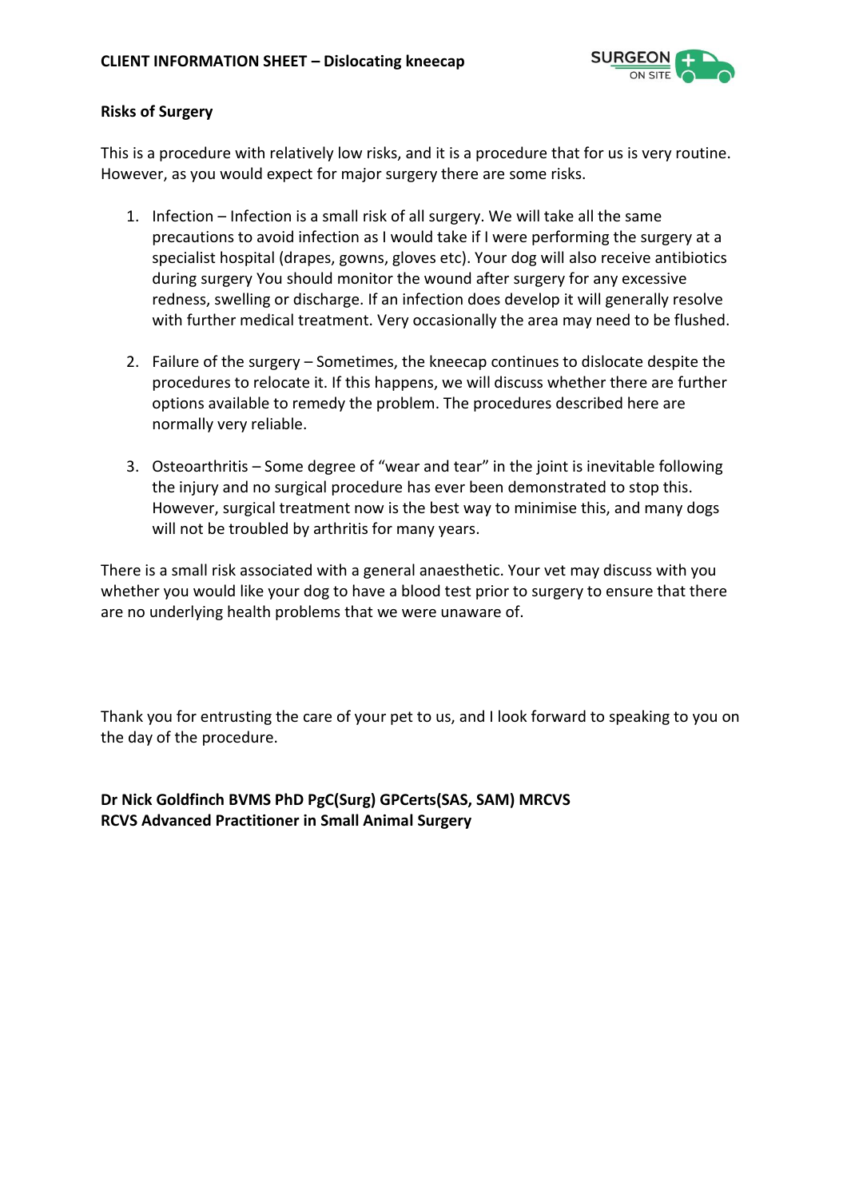## Risks of Surgery

This is a procedure with relatively low risks, and it is a procedure that for us is very routine. However, as you would expect for major surgery there are some risks.

1. Infection – Infection is a small risk of all surgery. We will take all the same precautions to avoid infection as I would take if I were performing the surgery at a specialist hospital (drapes, gowns, gloves etc). Your dog will also receive antibiotics during surgery You should monitor the wound after surgery for any excessive redness, swelling or discharge. If an infection does develop it will generally resolve with further medical treatment. Very occasionally the area may need to be flushed.

2. Failure of the surgery – Sometimes, the kneecap continues to dislocate despite the procedures to relocate it. If this happens, we will discuss whether there are further options available to remedy the problem. The procedures described here are normally very reliable.

3. Osteoarthritis – Some degree of "wear and tear" in the joint is inevitable following the injury and no surgical procedure has ever been demonstrated to stop this. However, surgical treatment now is the best way to minimise this, and many dogs will not be troubled by arthritis for many years.

There is a small risk associated with a general anaesthetic. Your vet may discuss with you whether you would like your dog to have a blood test prior to surgery to ensure that there are no underlying health problems that we were unaware of.

Thank you for entrusting the care of your pet to us, and I look forward to speaking to you on the day of the procedure.

**Dr Nick Goldfinch BVMS PhD PgC(Surg) GPCerts(SAS, SAM) MRCVS**
**RCVS Advanced Practitioner in Small Animal Surgery**